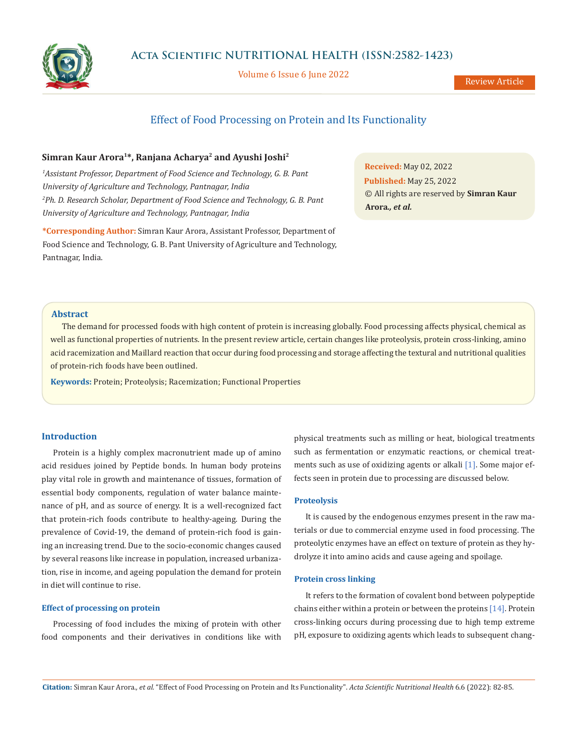# Effect of Food Processing on Protein and Its Functionality

**Simran Kaur Arora[1]*, Ranjana Acharya[2] and Ayushi Joshi[2]**

[1]*Assistant Professor, Department of Food Science and Technology, G. B. Pant University of Agriculture and Technology, Pantnagar, India*

[2]*Ph. D. Research Scholar, Department of Food Science and Technology, G. B. Pant University of Agriculture and Technology, Pantnagar, India*

**\*Corresponding Author:** Simran Kaur Arora, Assistant Professor, Department of Food Science and Technology, G. B. Pant University of Agriculture and Technology, Pantnagar, India.

**Received:** May 02, 2022
**Published:** May 25, 2022
© All rights are reserved by **Simran Kaur Arora., *et al.***

## Abstract

The demand for processed foods with high content of protein is increasing globally. Food processing affects physical, chemical as well as functional properties of nutrients. In the present review article, certain changes like proteolysis, protein cross-linking, amino acid racemization and Maillard reaction that occur during food processing and storage affecting the textural and nutritional qualities of protein-rich foods have been outlined.

**Keywords:** Protein; Proteolysis; Racemization; Functional Properties

## Introduction

Protein is a highly complex macronutrient made up of amino acid residues joined by Peptide bonds. In human body proteins play vital role in growth and maintenance of tissues, formation of essential body components, regulation of water balance maintenance of pH, and as source of energy. It is a well-recognized fact that protein-rich foods contribute to healthy-ageing. During the prevalence of Covid-19, the demand of protein-rich food is gaining an increasing trend. Due to the socio-economic changes caused by several reasons like increase in population, increased urbanization, rise in income, and ageing population the demand for protein in diet will continue to rise.

### Effect of processing on protein

Processing of food includes the mixing of protein with other food components and their derivatives in conditions like with physical treatments such as milling or heat, biological treatments such as fermentation or enzymatic reactions, or chemical treatments such as use of oxidizing agents or alkali [1]. Some major effects seen in protein due to processing are discussed below.

### Proteolysis

It is caused by the endogenous enzymes present in the raw materials or due to commercial enzyme used in food processing. The proteolytic enzymes have an effect on texture of protein as they hydrolyze it into amino acids and cause ageing and spoilage.

### Protein cross linking

It refers to the formation of covalent bond between polypeptide chains either within a protein or between the proteins [14]. Protein cross-linking occurs during processing due to high temp extreme pH, exposure to oxidizing agents which leads to subsequent chang-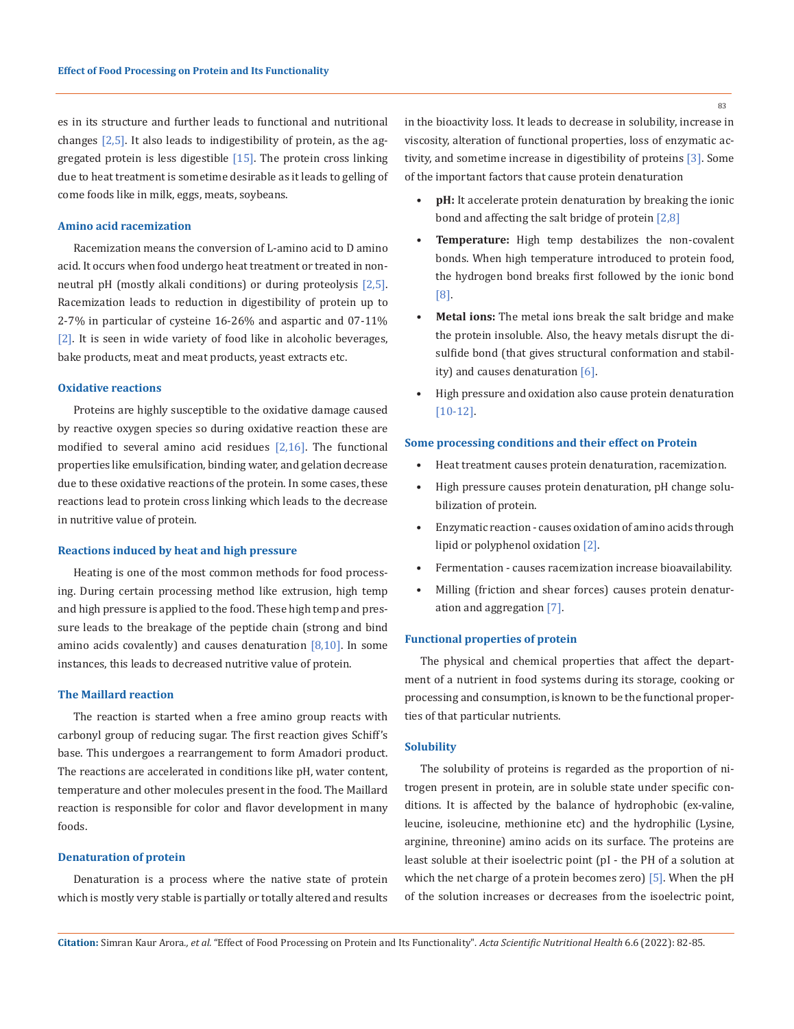es in its structure and further leads to functional and nutritional changes [2,5]. It also leads to indigestibility of protein, as the aggregated protein is less digestible [15]. The protein cross linking due to heat treatment is sometime desirable as it leads to gelling of come foods like in milk, eggs, meats, soybeans.

### Amino acid racemization

Racemization means the conversion of L-amino acid to D amino acid. It occurs when food undergo heat treatment or treated in non-neutral pH (mostly alkali conditions) or during proteolysis [2,5]. Racemization leads to reduction in digestibility of protein up to 2-7% in particular of cysteine 16-26% and aspartic and 07-11% [2]. It is seen in wide variety of food like in alcoholic beverages, bake products, meat and meat products, yeast extracts etc.

### Oxidative reactions

Proteins are highly susceptible to the oxidative damage caused by reactive oxygen species so during oxidative reaction these are modified to several amino acid residues [2,16]. The functional properties like emulsification, binding water, and gelation decrease due to these oxidative reactions of the protein. In some cases, these reactions lead to protein cross linking which leads to the decrease in nutritive value of protein.

### Reactions induced by heat and high pressure

Heating is one of the most common methods for food processing. During certain processing method like extrusion, high temp and high pressure is applied to the food. These high temp and pressure leads to the breakage of the peptide chain (strong and bind amino acids covalently) and causes denaturation [8,10]. In some instances, this leads to decreased nutritive value of protein.

### The Maillard reaction

The reaction is started when a free amino group reacts with carbonyl group of reducing sugar. The first reaction gives Schiff's base. This undergoes a rearrangement to form Amadori product. The reactions are accelerated in conditions like pH, water content, temperature and other molecules present in the food. The Maillard reaction is responsible for color and flavor development in many foods.

### Denaturation of protein

Denaturation is a process where the native state of protein which is mostly very stable is partially or totally altered and results in the bioactivity loss. It leads to decrease in solubility, increase in viscosity, alteration of functional properties, loss of enzymatic activity, and sometime increase in digestibility of proteins [3]. Some of the important factors that cause protein denaturation

- **pH:** It accelerate protein denaturation by breaking the ionic bond and affecting the salt bridge of protein [2,8]
- **Temperature:** High temp destabilizes the non-covalent bonds. When high temperature introduced to protein food, the hydrogen bond breaks first followed by the ionic bond [8].
- **Metal ions:** The metal ions break the salt bridge and make the protein insoluble. Also, the heavy metals disrupt the disulfide bond (that gives structural conformation and stability) and causes denaturation [6].
- High pressure and oxidation also cause protein denaturation [10-12].

### Some processing conditions and their effect on Protein

- Heat treatment causes protein denaturation, racemization.
- High pressure causes protein denaturation, pH change solubilization of protein.
- Enzymatic reaction - causes oxidation of amino acids through lipid or polyphenol oxidation [2].
- Fermentation - causes racemization increase bioavailability.
- Milling (friction and shear forces) causes protein denaturation and aggregation [7].

### Functional properties of protein

The physical and chemical properties that affect the department of a nutrient in food systems during its storage, cooking or processing and consumption, is known to be the functional properties of that particular nutrients.

### Solubility

The solubility of proteins is regarded as the proportion of nitrogen present in protein, are in soluble state under specific conditions. It is affected by the balance of hydrophobic (ex-valine, leucine, isoleucine, methionine etc) and the hydrophilic (Lysine, arginine, threonine) amino acids on its surface. The proteins are least soluble at their isoelectric point (pI - the PH of a solution at which the net charge of a protein becomes zero) [5]. When the pH of the solution increases or decreases from the isoelectric point,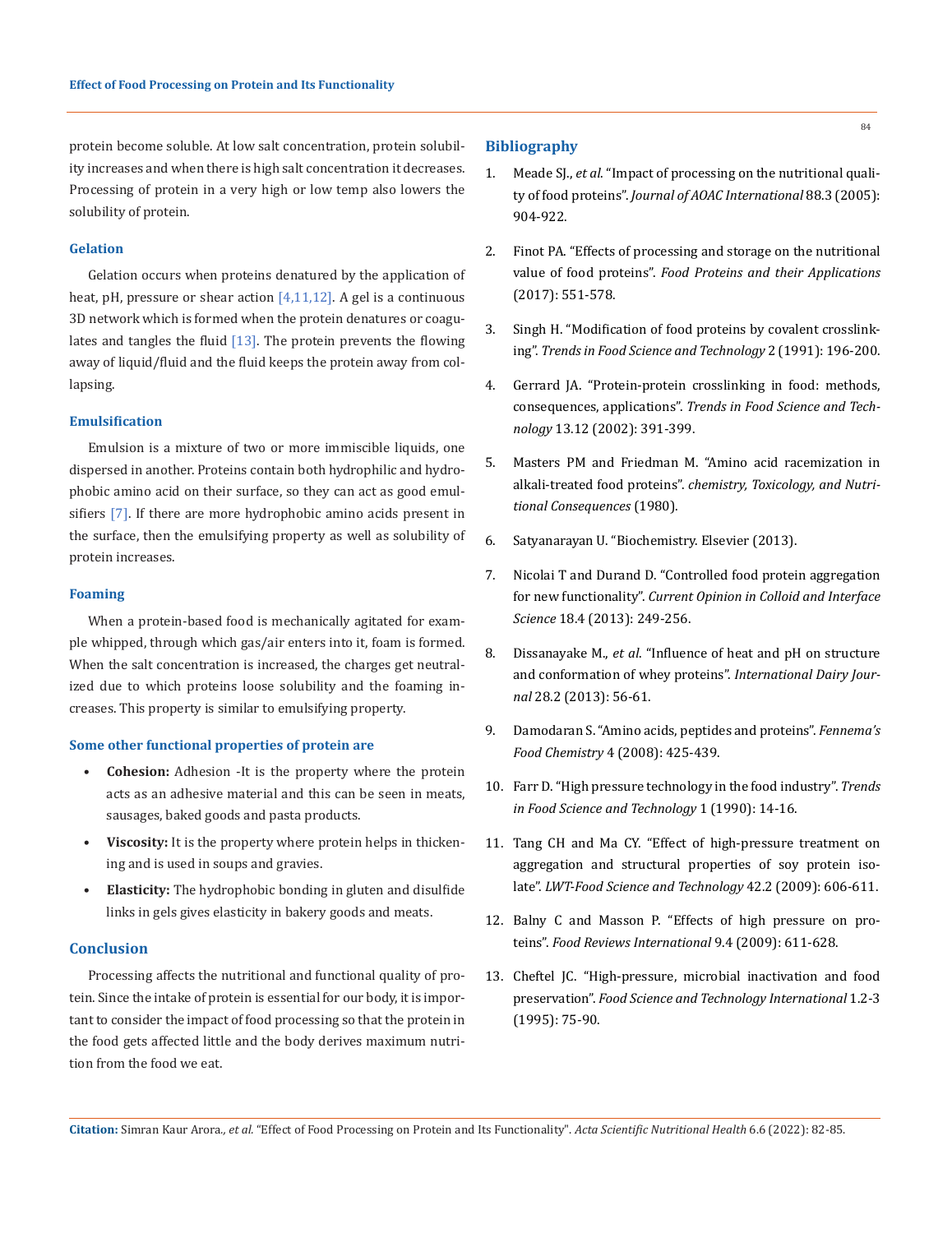protein become soluble. At low salt concentration, protein solubility increases and when there is high salt concentration it decreases. Processing of protein in a very high or low temp also lowers the solubility of protein.

### Gelation

Gelation occurs when proteins denatured by the application of heat, pH, pressure or shear action [4,11,12]. A gel is a continuous 3D network which is formed when the protein denatures or coagulates and tangles the fluid [13]. The protein prevents the flowing away of liquid/fluid and the fluid keeps the protein away from collapsing.

### Emulsification

Emulsion is a mixture of two or more immiscible liquids, one dispersed in another. Proteins contain both hydrophilic and hydrophobic amino acid on their surface, so they can act as good emulsifiers [7]. If there are more hydrophobic amino acids present in the surface, then the emulsifying property as well as solubility of protein increases.

### Foaming

When a protein-based food is mechanically agitated for example whipped, through which gas/air enters into it, foam is formed. When the salt concentration is increased, the charges get neutralized due to which proteins loose solubility and the foaming increases. This property is similar to emulsifying property.

### Some other functional properties of protein are

- **Cohesion:** Adhesion -It is the property where the protein acts as an adhesive material and this can be seen in meats, sausages, baked goods and pasta products.
- **Viscosity:** It is the property where protein helps in thickening and is used in soups and gravies.
- **Elasticity:** The hydrophobic bonding in gluten and disulfide links in gels gives elasticity in bakery goods and meats.

## Conclusion

Processing affects the nutritional and functional quality of protein. Since the intake of protein is essential for our body, it is important to consider the impact of food processing so that the protein in the food gets affected little and the body derives maximum nutrition from the food we eat.

## Bibliography

1. Meade SJ., *et al*. "Impact of processing on the nutritional quality of food proteins". *Journal of AOAC International* 88.3 (2005): 904-922.
2. Finot PA. "Effects of processing and storage on the nutritional value of food proteins". *Food Proteins and their Applications* (2017): 551-578.
3. Singh H. "Modification of food proteins by covalent crosslinking". *Trends in Food Science and Technology* 2 (1991): 196-200.
4. Gerrard JA. "Protein-protein crosslinking in food: methods, consequences, applications". *Trends in Food Science and Technology* 13.12 (2002): 391-399.
5. Masters PM and Friedman M. "Amino acid racemization in alkali-treated food proteins". *chemistry, Toxicology, and Nutritional Consequences* (1980).
6. Satyanarayan U. "Biochemistry. Elsevier (2013).
7. Nicolai T and Durand D. "Controlled food protein aggregation for new functionality". *Current Opinion in Colloid and Interface Science* 18.4 (2013): 249-256.
8. Dissanayake M., *et al*. "Influence of heat and pH on structure and conformation of whey proteins". *International Dairy Journal* 28.2 (2013): 56-61.
9. Damodaran S. "Amino acids, peptides and proteins". *Fennema's Food Chemistry* 4 (2008): 425-439.
10. Farr D. "High pressure technology in the food industry". *Trends in Food Science and Technology* 1 (1990): 14-16.
11. Tang CH and Ma CY. "Effect of high-pressure treatment on aggregation and structural properties of soy protein isolate". *LWT-Food Science and Technology* 42.2 (2009): 606-611.
12. Balny C and Masson P. "Effects of high pressure on proteins". *Food Reviews International* 9.4 (2009): 611-628.
13. Cheftel JC. "High-pressure, microbial inactivation and food preservation". *Food Science and Technology International* 1.2-3 (1995): 75-90.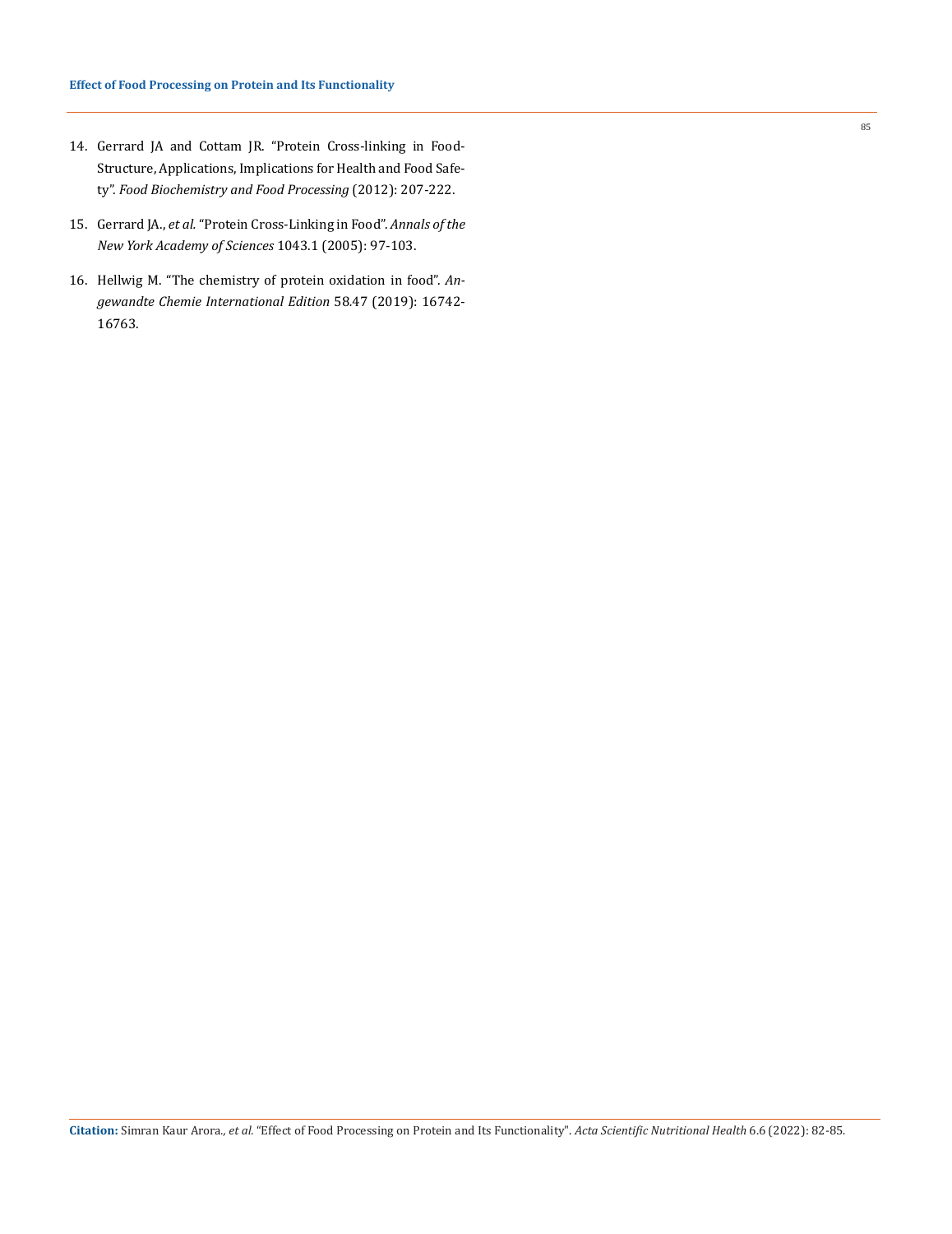14. Gerrard JA and Cottam JR. "Protein Cross-linking in Food-Structure, Applications, Implications for Health and Food Safety". *Food Biochemistry and Food Processing* (2012): 207-222.

15. Gerrard JA., *et al.* "Protein Cross-Linking in Food". *Annals of the New York Academy of Sciences* 1043.1 (2005): 97-103.

16. Hellwig M. "The chemistry of protein oxidation in food". *Angewandte Chemie International Edition* 58.47 (2019): 16742-16763.